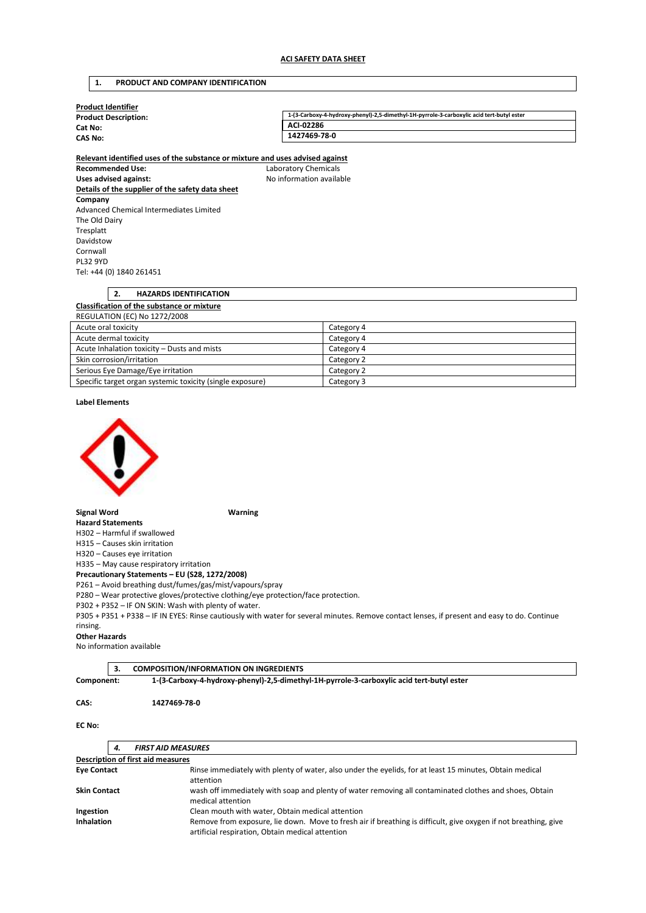**ACI SAFETY DATA SHEET**

## 1. PRODUCT AND COMPANY IDENTIFICATION

**Product Identifier**

| | |
|---|---|
| **Product Description:** | 1-(3-Carboxy-4-hydroxy-phenyl)-2,5-dimethyl-1H-pyrrole-3-carboxylic acid tert-butyl ester |
| **Cat No:** | ACI-02286 |
| **CAS No:** | 1427469-78-0 |

**Relevant identified uses of the substance or mixture and uses advised against**

**Recommended Use:** Laboratory Chemicals

**Uses advised against:** No information available

**Details of the supplier of the safety data sheet**

**Company**

Advanced Chemical Intermediates Limited
The Old Dairy
Tresplatt
Davidstow
Cornwall
PL32 9YD
Tel: +44 (0) 1840 261451

## 2. HAZARDS IDENTIFICATION

**Classification of the substance or mixture**

REGULATION (EC) No 1272/2008

| | |
|---|---|
| Acute oral toxicity | Category 4 |
| Acute dermal toxicity | Category 4 |
| Acute Inhalation toxicity – Dusts and mists | Category 4 |
| Skin corrosion/irritation | Category 2 |
| Serious Eye Damage/Eye irritation | Category 2 |
| Specific target organ systemic toxicity (single exposure) | Category 3 |

**Label Elements**

**Signal Word** **Warning**

**Hazard Statements**

H302 – Harmful if swallowed
H315 – Causes skin irritation
H320 – Causes eye irritation
H335 – May cause respiratory irritation

**Precautionary Statements – EU (S28, 1272/2008)**

P261 – Avoid breathing dust/fumes/gas/mist/vapours/spray
P280 – Wear protective gloves/protective clothing/eye protection/face protection.
P302 + P352 – IF ON SKIN: Wash with plenty of water.
P305 + P351 + P338 – IF IN EYES: Rinse cautiously with water for several minutes. Remove contact lenses, if present and easy to do. Continue rinsing.

**Other Hazards**

No information available

## 3. COMPOSITION/INFORMATION ON INGREDIENTS

**Component:** **1-(3-Carboxy-4-hydroxy-phenyl)-2,5-dimethyl-1H-pyrrole-3-carboxylic acid tert-butyl ester**

**CAS:** **1427469-78-0**

**EC No:**

## *4. FIRST AID MEASURES*

**Description of first aid measures**

| | |
|---|---|
| **Eye Contact** | Rinse immediately with plenty of water, also under the eyelids, for at least 15 minutes, Obtain medical attention |
| **Skin Contact** | wash off immediately with soap and plenty of water removing all contaminated clothes and shoes, Obtain medical attention |
| **Ingestion** | Clean mouth with water, Obtain medical attention |
| **Inhalation** | Remove from exposure, lie down. Move to fresh air if breathing is difficult, give oxygen if not breathing, give artificial respiration, Obtain medical attention |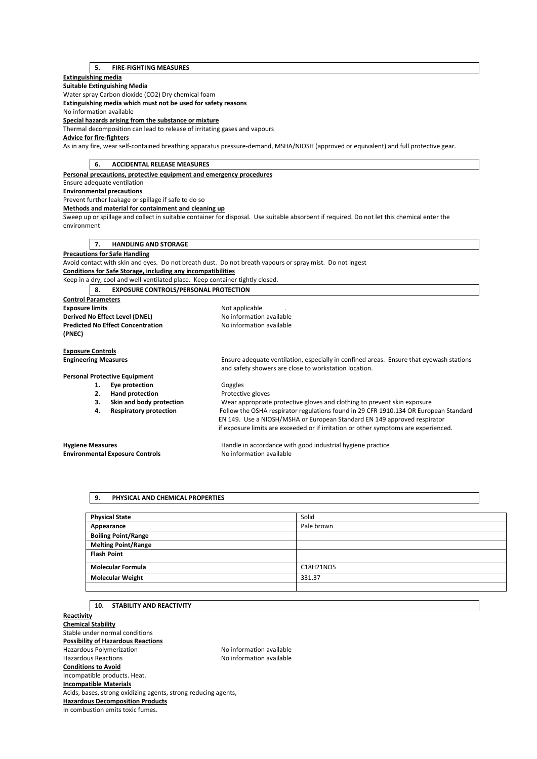## 5. FIRE-FIGHTING MEASURES

**Extinguishing media**

**Suitable Extinguishing Media**

Water spray Carbon dioxide ($CO_2$) Dry chemical foam

**Extinguishing media which must not be used for safety reasons**

No information available

**Special hazards arising from the substance or mixture**

Thermal decomposition can lead to release of irritating gases and vapours

**Advice for fire-fighters**

As in any fire, wear self-contained breathing apparatus pressure-demand, MSHA/NIOSH (approved or equivalent) and full protective gear.

## 6. ACCIDENTAL RELEASE MEASURES

**Personal precautions, protective equipment and emergency procedures**

Ensure adequate ventilation

**Environmental precautions**

Prevent further leakage or spillage if safe to do so

**Methods and material for containment and cleaning up**

Sweep up or spillage and collect in suitable container for disposal. Use suitable absorbent if required. Do not let this chemical enter the environment

## 7. HANDLING AND STORAGE

**Precautions for Safe Handling**

Avoid contact with skin and eyes. Do not breath dust. Do not breath vapours or spray mist. Do not ingest

**Conditions for Safe Storage, including any incompatibilities**

Keep in a dry, cool and well-ventilated place. Keep container tightly closed.

## 8. EXPOSURE CONTROLS/PERSONAL PROTECTION

**Control Parameters**

**Exposure limits** Not applicable .

**Derived No Effect Level (DNEL)** No information available

**Predicted No Effect Concentration (PNEC)** No information available

**Exposure Controls**

**Engineering Measures** Ensure adequate ventilation, especially in confined areas. Ensure that eyewash stations and safety showers are close to workstation location.

**Personal Protective Equipment**

1. **Eye protection** Goggles
2. **Hand protection** Protective gloves
3. **Skin and body protection** Wear appropriate protective gloves and clothing to prevent skin exposure
4. **Respiratory protection** Follow the OSHA respirator regulations found in 29 CFR 1910.134 OR European Standard EN 149. Use a NIOSH/MSHA or European Standard EN 149 approved respirator if exposure limits are exceeded or if irritation or other symptoms are experienced.

**Hygiene Measures** Handle in accordance with good industrial hygiene practice

**Environmental Exposure Controls** No information available

## 9. PHYSICAL AND CHEMICAL PROPERTIES

| **Physical State** | Solid |
|---|---|
| **Appearance** | Pale brown |
| **Boiling Point/Range** | |
| **Melting Point/Range** | |
| **Flash Point** | |
| **Molecular Formula** | $C_{18}H_{21}NO_5$ |
| **Molecular Weight** | 331.37 |
| | |

## 10. STABILITY AND REACTIVITY

**Reactivity**

**Chemical Stability**

Stable under normal conditions

**Possibility of Hazardous Reactions**

Hazardous Polymerization No information available

Hazardous Reactions No information available

**Conditions to Avoid**

Incompatible products. Heat.

**Incompatible Materials**

Acids, bases, strong oxidizing agents, strong reducing agents,

**Hazardous Decomposition Products**

In combustion emits toxic fumes.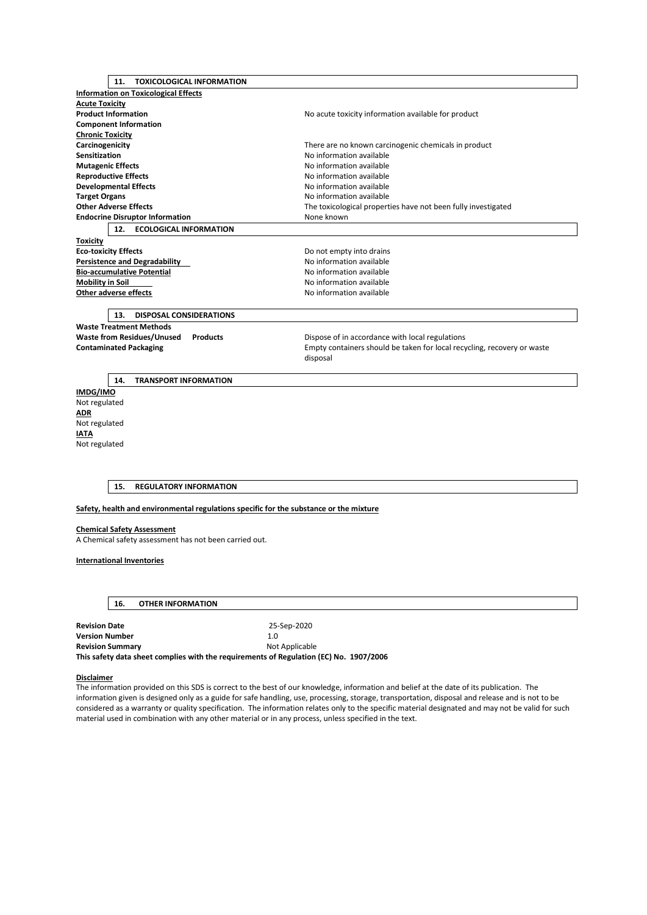## 11. TOXICOLOGICAL INFORMATION

| | |
|---|---|
| **Information on Toxicological Effects** | |
| **Acute Toxicity** | |
| **Product Information** | No acute toxicity information available for product |
| **Component Information** | |
| **Chronic Toxicity** | |
| **Carcinogenicity** | There are no known carcinogenic chemicals in product |
| **Sensitization** | No information available |
| **Mutagenic Effects** | No information available |
| **Reproductive Effects** | No information available |
| **Developmental Effects** | No information available |
| **Target Organs** | No information available |
| **Other Adverse Effects** | The toxicological properties have not been fully investigated |
| **Endocrine Disruptor Information** | None known |

## 12. ECOLOGICAL INFORMATION

| | |
|---|---|
| **Toxicity** | |
| **Eco-toxicity Effects** | Do not empty into drains |
| **Persistence and Degradability** | No information available |
| **Bio-accumulative Potential** | No information available |
| **Mobility in Soil** | No information available |
| **Other adverse effects** | No information available |

## 13. DISPOSAL CONSIDERATIONS

| | |
|---|---|
| **Waste Treatment Methods** | |
| **Waste from Residues/Unused Products** | Dispose of in accordance with local regulations |
| **Contaminated Packaging** | Empty containers should be taken for local recycling, recovery or waste disposal |

## 14. TRANSPORT INFORMATION

**IMDG/IMO**
Not regulated

**ADR**
Not regulated

**IATA**
Not regulated

## 15. REGULATORY INFORMATION

**Safety, health and environmental regulations specific for the substance or the mixture**

**Chemical Safety Assessment**
A Chemical safety assessment has not been carried out.

**International Inventories**

## 16. OTHER INFORMATION

| | |
|---|---|
| **Revision Date** | 25-Sep-2020 |
| **Version Number** | 1.0 |
| **Revision Summary** | Not Applicable |

**This safety data sheet complies with the requirements of Regulation (EC) No. 1907/2006**

**Disclaimer**

The information provided on this SDS is correct to the best of our knowledge, information and belief at the date of its publication. The information given is designed only as a guide for safe handling, use, processing, storage, transportation, disposal and release and is not to be considered as a warranty or quality specification. The information relates only to the specific material designated and may not be valid for such material used in combination with any other material or in any process, unless specified in the text.